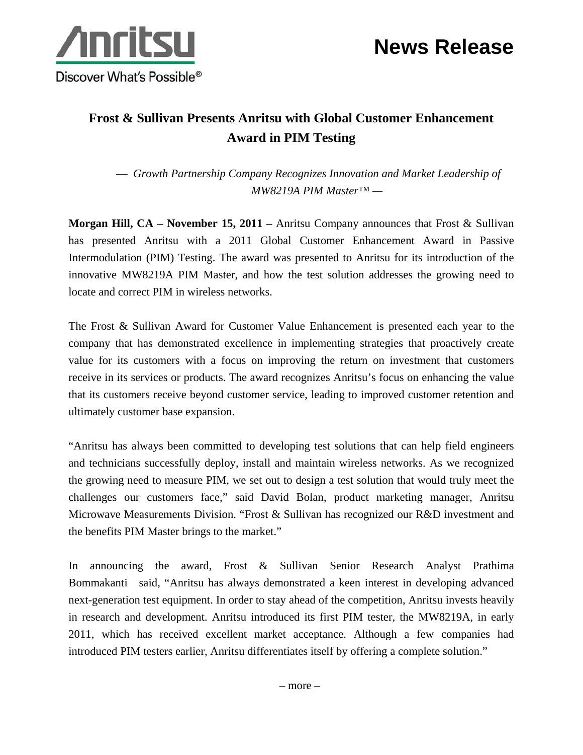Discover What's Possible®

# News Release

## Frost & Sullivan Presents Anritsu with Global Customer Enhancement Award in PIM Testing

*— Growth Partnership Company Recognizes Innovation and Market Leadership of MW8219A PIM Master™ —*

**Morgan Hill, CA – November 15, 2011 –** Anritsu Company announces that Frost & Sullivan has presented Anritsu with a 2011 Global Customer Enhancement Award in Passive Intermodulation (PIM) Testing. The award was presented to Anritsu for its introduction of the innovative MW8219A PIM Master, and how the test solution addresses the growing need to locate and correct PIM in wireless networks.

The Frost & Sullivan Award for Customer Value Enhancement is presented each year to the company that has demonstrated excellence in implementing strategies that proactively create value for its customers with a focus on improving the return on investment that customers receive in its services or products. The award recognizes Anritsu's focus on enhancing the value that its customers receive beyond customer service, leading to improved customer retention and ultimately customer base expansion.

"Anritsu has always been committed to developing test solutions that can help field engineers and technicians successfully deploy, install and maintain wireless networks. As we recognized the growing need to measure PIM, we set out to design a test solution that would truly meet the challenges our customers face," said David Bolan, product marketing manager, Anritsu Microwave Measurements Division. "Frost & Sullivan has recognized our R&D investment and the benefits PIM Master brings to the market."

In announcing the award, Frost & Sullivan Senior Research Analyst Prathima Bommakanti said, "Anritsu has always demonstrated a keen interest in developing advanced next-generation test equipment. In order to stay ahead of the competition, Anritsu invests heavily in research and development. Anritsu introduced its first PIM tester, the MW8219A, in early 2011, which has received excellent market acceptance. Although a few companies had introduced PIM testers earlier, Anritsu differentiates itself by offering a complete solution."

– more –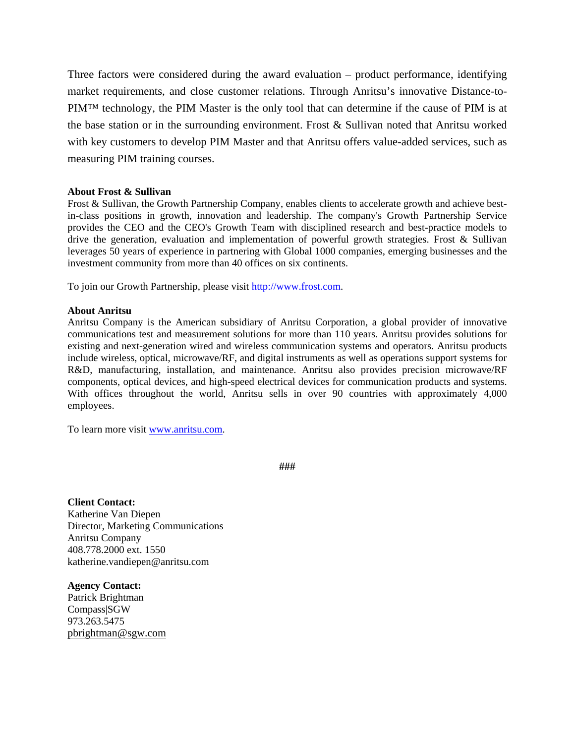Three factors were considered during the award evaluation – product performance, identifying market requirements, and close customer relations. Through Anritsu's innovative Distance-to-PIM™ technology, the PIM Master is the only tool that can determine if the cause of PIM is at the base station or in the surrounding environment. Frost & Sullivan noted that Anritsu worked with key customers to develop PIM Master and that Anritsu offers value-added services, such as measuring PIM training courses.

**About Frost & Sullivan**

Frost & Sullivan, the Growth Partnership Company, enables clients to accelerate growth and achieve best-in-class positions in growth, innovation and leadership. The company's Growth Partnership Service provides the CEO and the CEO's Growth Team with disciplined research and best-practice models to drive the generation, evaluation and implementation of powerful growth strategies. Frost & Sullivan leverages 50 years of experience in partnering with Global 1000 companies, emerging businesses and the investment community from more than 40 offices on six continents.

To join our Growth Partnership, please visit http://www.frost.com.

**About Anritsu**

Anritsu Company is the American subsidiary of Anritsu Corporation, a global provider of innovative communications test and measurement solutions for more than 110 years. Anritsu provides solutions for existing and next-generation wired and wireless communication systems and operators. Anritsu products include wireless, optical, microwave/RF, and digital instruments as well as operations support systems for R&D, manufacturing, installation, and maintenance. Anritsu also provides precision microwave/RF components, optical devices, and high-speed electrical devices for communication products and systems. With offices throughout the world, Anritsu sells in over 90 countries with approximately 4,000 employees.

To learn more visit www.anritsu.com.

###

**Client Contact:**
Katherine Van Diepen
Director, Marketing Communications
Anritsu Company
408.778.2000 ext. 1550
katherine.vandiepen@anritsu.com

**Agency Contact:**
Patrick Brightman
Compass|SGW
973.263.5475
pbrightman@sgw.com